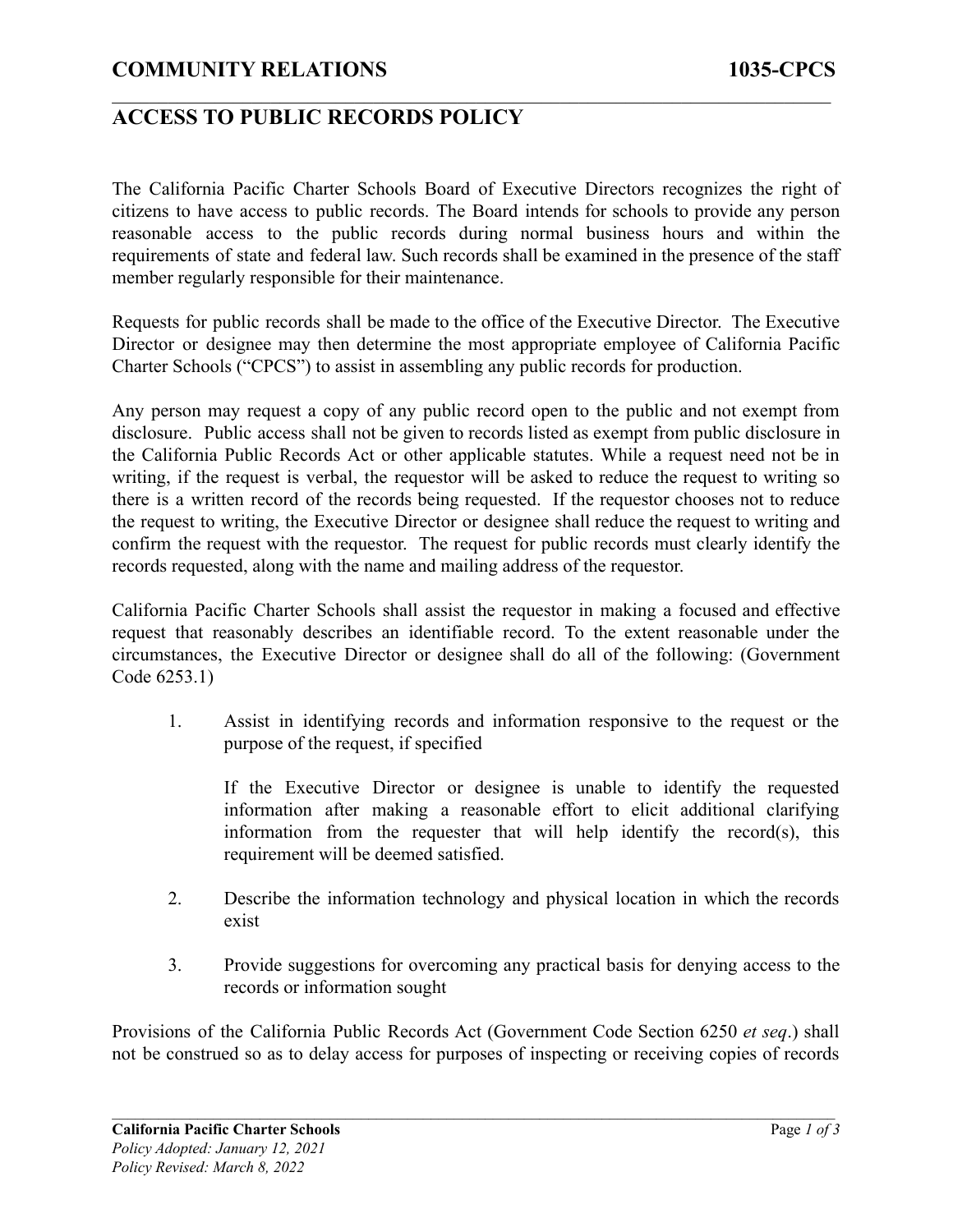# COMMUNITY RELATIONS 1035-CPCS

## ACCESS TO PUBLIC RECORDS POLICY

The California Pacific Charter Schools Board of Executive Directors recognizes the right of citizens to have access to public records. The Board intends for schools to provide any person reasonable access to the public records during normal business hours and within the requirements of state and federal law. Such records shall be examined in the presence of the staff member regularly responsible for their maintenance.

Requests for public records shall be made to the office of the Executive Director. The Executive Director or designee may then determine the most appropriate employee of California Pacific Charter Schools ("CPCS") to assist in assembling any public records for production.

Any person may request a copy of any public record open to the public and not exempt from disclosure. Public access shall not be given to records listed as exempt from public disclosure in the California Public Records Act or other applicable statutes. While a request need not be in writing, if the request is verbal, the requestor will be asked to reduce the request to writing so there is a written record of the records being requested. If the requestor chooses not to reduce the request to writing, the Executive Director or designee shall reduce the request to writing and confirm the request with the requestor. The request for public records must clearly identify the records requested, along with the name and mailing address of the requestor.

California Pacific Charter Schools shall assist the requestor in making a focused and effective request that reasonably describes an identifiable record. To the extent reasonable under the circumstances, the Executive Director or designee shall do all of the following: (Government Code 6253.1)

1. Assist in identifying records and information responsive to the request or the purpose of the request, if specified

   If the Executive Director or designee is unable to identify the requested information after making a reasonable effort to elicit additional clarifying information from the requester that will help identify the record(s), this requirement will be deemed satisfied.

2. Describe the information technology and physical location in which the records exist

3. Provide suggestions for overcoming any practical basis for denying access to the records or information sought

Provisions of the California Public Records Act (Government Code Section 6250 *et seq*.) shall not be construed so as to delay access for purposes of inspecting or receiving copies of records

**California Pacific Charter Schools**
*Policy Adopted: January 12, 2021*
*Policy Revised: March 8, 2022*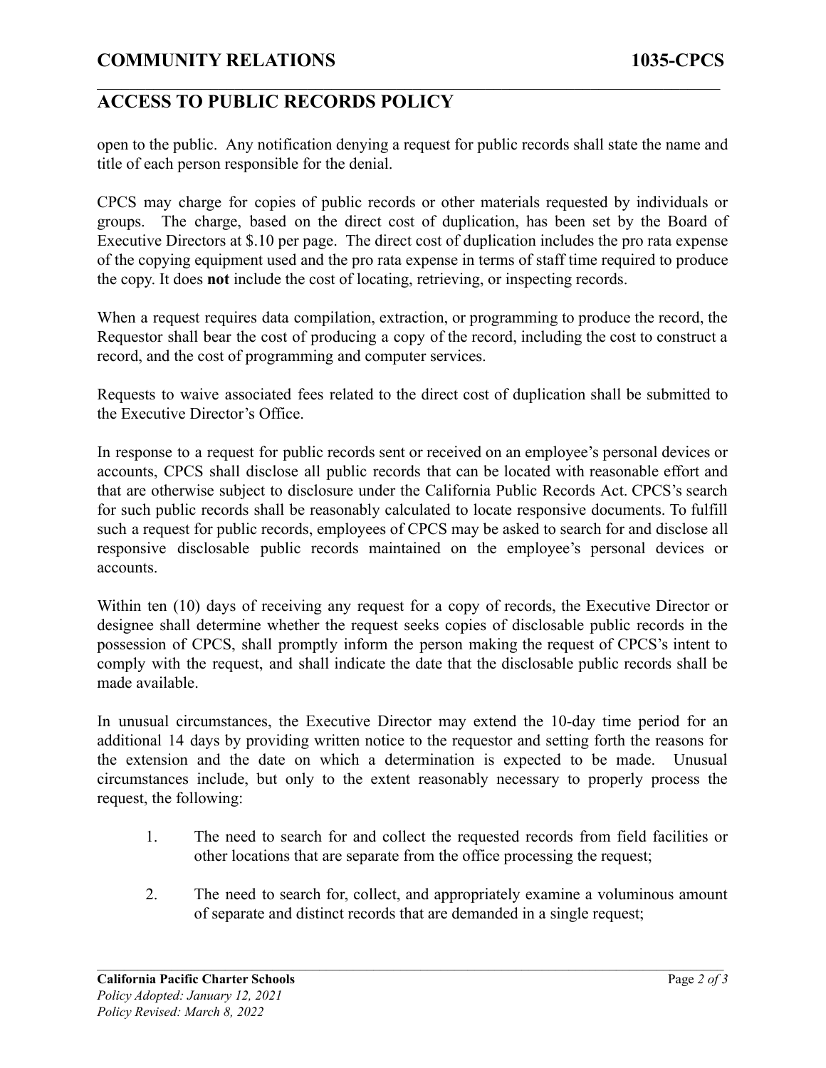open to the public. Any notification denying a request for public records shall state the name and title of each person responsible for the denial.

CPCS may charge for copies of public records or other materials requested by individuals or groups. The charge, based on the direct cost of duplication, has been set by the Board of Executive Directors at $.10 per page. The direct cost of duplication includes the pro rata expense of the copying equipment used and the pro rata expense in terms of staff time required to produce the copy. It does **not** include the cost of locating, retrieving, or inspecting records.

When a request requires data compilation, extraction, or programming to produce the record, the Requestor shall bear the cost of producing a copy of the record, including the cost to construct a record, and the cost of programming and computer services.

Requests to waive associated fees related to the direct cost of duplication shall be submitted to the Executive Director's Office.

In response to a request for public records sent or received on an employee's personal devices or accounts, CPCS shall disclose all public records that can be located with reasonable effort and that are otherwise subject to disclosure under the California Public Records Act. CPCS's search for such public records shall be reasonably calculated to locate responsive documents. To fulfill such a request for public records, employees of CPCS may be asked to search for and disclose all responsive disclosable public records maintained on the employee's personal devices or accounts.

Within ten (10) days of receiving any request for a copy of records, the Executive Director or designee shall determine whether the request seeks copies of disclosable public records in the possession of CPCS, shall promptly inform the person making the request of CPCS's intent to comply with the request, and shall indicate the date that the disclosable public records shall be made available.

In unusual circumstances, the Executive Director may extend the 10-day time period for an additional 14 days by providing written notice to the requestor and setting forth the reasons for the extension and the date on which a determination is expected to be made. Unusual circumstances include, but only to the extent reasonably necessary to properly process the request, the following:

1. The need to search for and collect the requested records from field facilities or other locations that are separate from the office processing the request;

2. The need to search for, collect, and appropriately examine a voluminous amount of separate and distinct records that are demanded in a single request;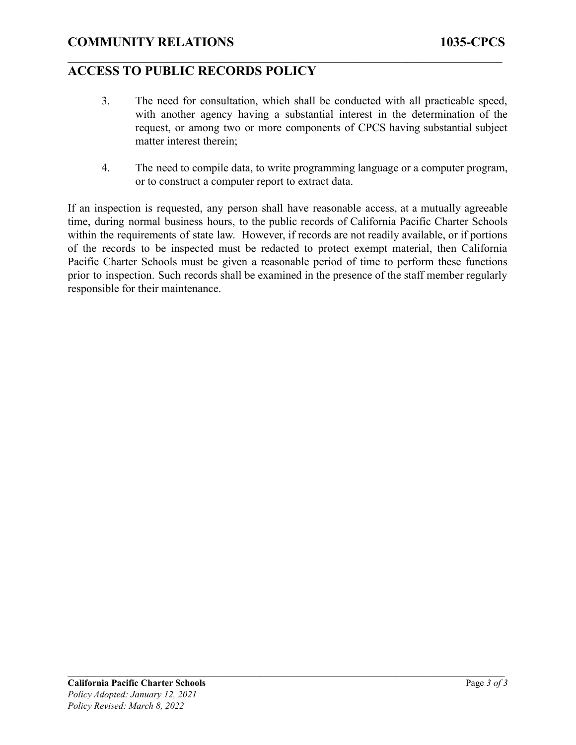3. The need for consultation, which shall be conducted with all practicable speed, with another agency having a substantial interest in the determination of the request, or among two or more components of CPCS having substantial subject matter interest therein;

4. The need to compile data, to write programming language or a computer program, or to construct a computer report to extract data.

If an inspection is requested, any person shall have reasonable access, at a mutually agreeable time, during normal business hours, to the public records of California Pacific Charter Schools within the requirements of state law. However, if records are not readily available, or if portions of the records to be inspected must be redacted to protect exempt material, then California Pacific Charter Schools must be given a reasonable period of time to perform these functions prior to inspection. Such records shall be examined in the presence of the staff member regularly responsible for their maintenance.